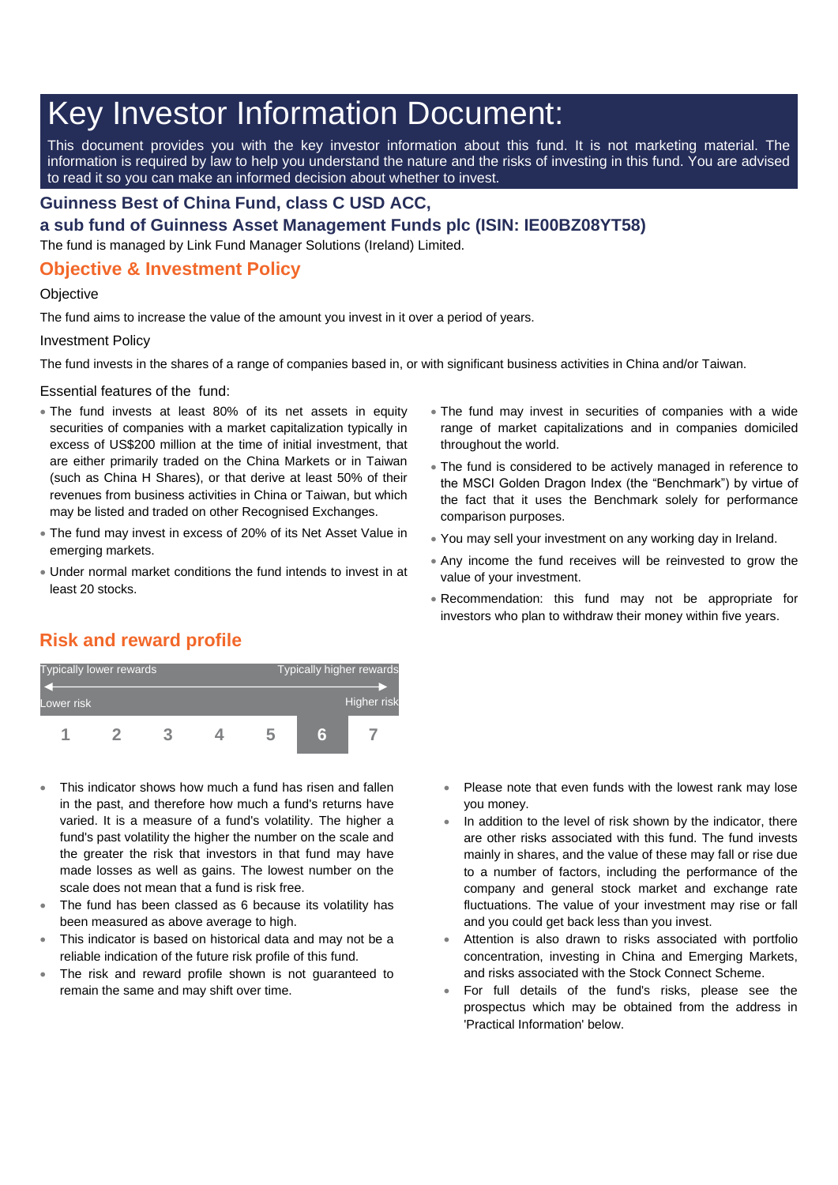# Key Investor Information Document:

This document provides you with the key investor information about this fund. It is not marketing material. The information is required by law to help you understand the nature and the risks of investing in this fund. You are advised to read it so you can make an informed decision about whether to invest.

### Guinness Best of China Fund, class C USD ACC,
### a sub fund of Guinness Asset Management Funds plc (ISIN: IE00BZ08YT58)

The fund is managed by Link Fund Manager Solutions (Ireland) Limited.

## Objective & Investment Policy

Objective

The fund aims to increase the value of the amount you invest in it over a period of years.

Investment Policy

The fund invests in the shares of a range of companies based in, or with significant business activities in China and/or Taiwan.

Essential features of the fund:

- The fund invests at least 80% of its net assets in equity securities of companies with a market capitalization typically in excess of US$200 million at the time of initial investment, that are either primarily traded on the China Markets or in Taiwan (such as China H Shares), or that derive at least 50% of their revenues from business activities in China or Taiwan, but which may be listed and traded on other Recognised Exchanges.
- The fund may invest in excess of 20% of its Net Asset Value in emerging markets.
- Under normal market conditions the fund intends to invest in at least 20 stocks.
- The fund may invest in securities of companies with a wide range of market capitalizations and in companies domiciled throughout the world.
- The fund is considered to be actively managed in reference to the MSCI Golden Dragon Index (the "Benchmark") by virtue of the fact that it uses the Benchmark solely for performance comparison purposes.
- You may sell your investment on any working day in Ireland.
- Any income the fund receives will be reinvested to grow the value of your investment.
- Recommendation: this fund may not be appropriate for investors who plan to withdraw their money within five years.

## Risk and reward profile

| Typically lower rewards | | | | | | Typically higher rewards |
|---|---|---|---|---|---|---|
| Lower risk | | | | | | Higher risk |
| 1 | 2 | 3 | 4 | 5 | **6** | 7 |

- This indicator shows how much a fund has risen and fallen in the past, and therefore how much a fund's returns have varied. It is a measure of a fund's volatility. The higher a fund's past volatility the higher the number on the scale and the greater the risk that investors in that fund may have made losses as well as gains. The lowest number on the scale does not mean that a fund is risk free.
- The fund has been classed as 6 because its volatility has been measured as above average to high.
- This indicator is based on historical data and may not be a reliable indication of the future risk profile of this fund.
- The risk and reward profile shown is not guaranteed to remain the same and may shift over time.
- Please note that even funds with the lowest rank may lose you money.
- In addition to the level of risk shown by the indicator, there are other risks associated with this fund. The fund invests mainly in shares, and the value of these may fall or rise due to a number of factors, including the performance of the company and general stock market and exchange rate fluctuations. The value of your investment may rise or fall and you could get back less than you invest.
- Attention is also drawn to risks associated with portfolio concentration, investing in China and Emerging Markets, and risks associated with the Stock Connect Scheme.
- For full details of the fund's risks, please see the prospectus which may be obtained from the address in 'Practical Information' below.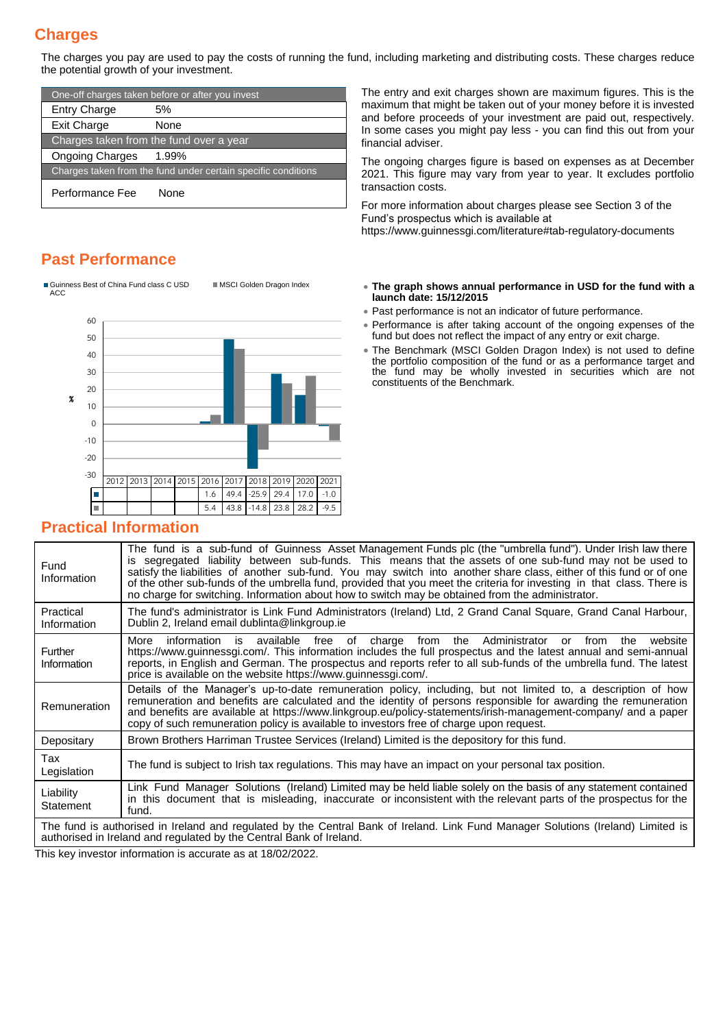## Charges

The charges you pay are used to pay the costs of running the fund, including marketing and distributing costs. These charges reduce the potential growth of your investment.

| | |
|---|---|
| **One-off charges taken before or after you invest** | |
| Entry Charge | 5% |
| Exit Charge | None |
| **Charges taken from the fund over a year** | |
| Ongoing Charges | 1.99% |
| **Charges taken from the fund under certain specific conditions** | |
| Performance Fee | None |

The entry and exit charges shown are maximum figures. This is the maximum that might be taken out of your money before it is invested and before proceeds of your investment are paid out, respectively. In some cases you might pay less - you can find this out from your financial adviser.

The ongoing charges figure is based on expenses as at December 2021. This figure may vary from year to year. It excludes portfolio transaction costs.

For more information about charges please see Section 3 of the Fund's prospectus which is available at https://www.guinnessgi.com/literature#tab-regulatory-documents

## Past Performance

Guinness Best of China Fund class C USD ACC

MSCI Golden Dragon Index

%

60
50
40
30
20
10
0
-10
-20
-30

2012 2013 2014 2015 2016 2017 2018 2019 2020 2021

1.6 49.4 -25.9 29.4 17.0 -1.0

5.4 43.8 -14.8 23.8 28.2 -9.5

- **The graph shows annual performance in USD for the fund with a launch date: 15/12/2015**
- Past performance is not an indicator of future performance.
- Performance is after taking account of the ongoing expenses of the fund but does not reflect the impact of any entry or exit charge.
- The Benchmark (MSCI Golden Dragon Index) is not used to define the portfolio composition of the fund or as a performance target and the fund may be wholly invested in securities which are not constituents of the Benchmark.

## Practical Information

| | |
|---|---|
| Fund Information | The fund is a sub-fund of Guinness Asset Management Funds plc (the "umbrella fund"). Under Irish law there is segregated liability between sub-funds. This means that the assets of one sub-fund may not be used to satisfy the liabilities of another sub-fund. You may switch into another share class, either of this fund or of one of the other sub-funds of the umbrella fund, provided that you meet the criteria for investing in that class. There is no charge for switching. Information about how to switch may be obtained from the administrator. |
| Practical Information | The fund's administrator is Link Fund Administrators (Ireland) Ltd, 2 Grand Canal Square, Grand Canal Harbour, Dublin 2, Ireland email dublinta@linkgroup.ie |
| Further Information | More information is available free of charge from the Administrator or from the website https://www.guinnessgi.com/. This information includes the full prospectus and the latest annual and semi-annual reports, in English and German. The prospectus and reports refer to all sub-funds of the umbrella fund. The latest price is available on the website https://www.guinnessgi.com/. |
| Remuneration | Details of the Manager's up-to-date remuneration policy, including, but not limited to, a description of how remuneration and benefits are calculated and the identity of persons responsible for awarding the remuneration and benefits are available at https://www.linkgroup.eu/policy-statements/irish-management-company/ and a paper copy of such remuneration policy is available to investors free of charge upon request. |
| Depositary | Brown Brothers Harriman Trustee Services (Ireland) Limited is the depository for this fund. |
| Tax Legislation | The fund is subject to Irish tax regulations. This may have an impact on your personal tax position. |
| Liability Statement | Link Fund Manager Solutions (Ireland) Limited may be held liable solely on the basis of any statement contained in this document that is misleading, inaccurate or inconsistent with the relevant parts of the prospectus for the fund. |

The fund is authorised in Ireland and regulated by the Central Bank of Ireland. Link Fund Manager Solutions (Ireland) Limited is authorised in Ireland and regulated by the Central Bank of Ireland.

This key investor information is accurate as at 18/02/2022.